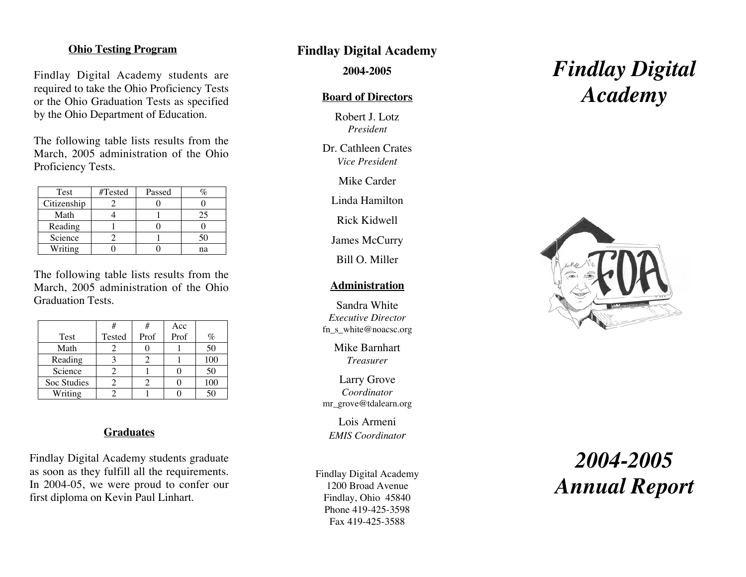## Ohio Testing Program

Findlay Digital Academy students are required to take the Ohio Proficiency Tests or the Ohio Graduation Tests as specified by the Ohio Department of Education.

The following table lists results from the March, 2005 administration of the Ohio Proficiency Tests.

| Test | #Tested | Passed | % |
|---|---|---|---|
| Citizenship | 2 | 0 | 0 |
| Math | 4 | 1 | 25 |
| Reading | 1 | 0 | 0 |
| Science | 2 | 1 | 50 |
| Writing | 0 | 0 | na |

The following table lists results from the March, 2005 administration of the Ohio Graduation Tests.

| Test | # Tested | # Prof | Acc Prof | % |
|---|---|---|---|---|
| Math | 2 | 0 | 1 | 50 |
| Reading | 3 | 2 | 1 | 100 |
| Science | 2 | 1 | 0 | 50 |
| Soc Studies | 2 | 2 | 0 | 100 |
| Writing | 2 | 1 | 0 | 50 |

## Graduates

Findlay Digital Academy students graduate as soon as they fulfill all the requirements. In 2004-05, we were proud to confer our first diploma on Kevin Paul Linhart.

**Findlay Digital Academy**

**2004-2005**

## Board of Directors

Robert J. Lotz
*President*

Dr. Cathleen Crates
*Vice President*

Mike Carder

Linda Hamilton

Rick Kidwell

James McCurry

Bill O. Miller

## Administration

Sandra White
*Executive Director*
fn_s_white@noacsc.org

Mike Barnhart
*Treasurer*

Larry Grove
*Coordinator*
mr_grove@tdalearn.org

Lois Armeni
*EMIS Coordinator*

Findlay Digital Academy
1200 Broad Avenue
Findlay, Ohio 45840
Phone 419-425-3598
Fax 419-425-3588

# *Findlay Digital Academy*

# *2004-2005 Annual Report*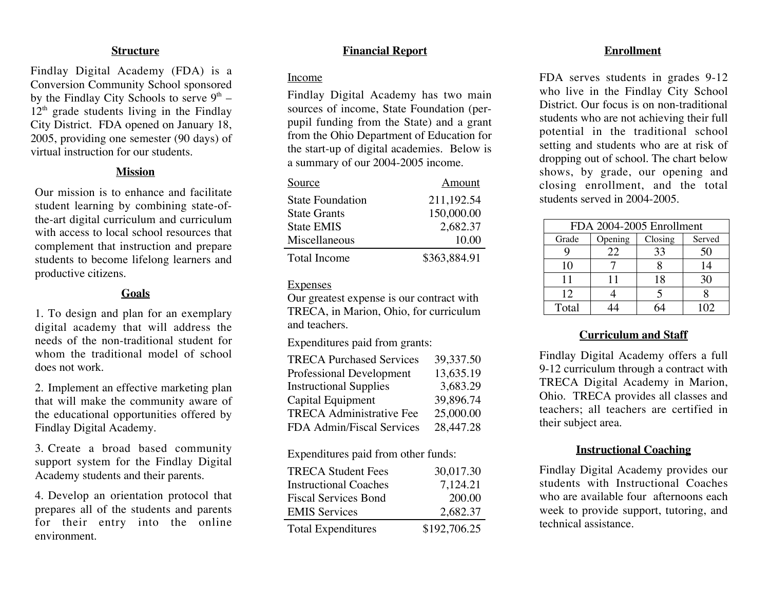## Structure

Findlay Digital Academy (FDA) is a Conversion Community School sponsored by the Findlay City Schools to serve 9th – 12th grade students living in the Findlay City District. FDA opened on January 18, 2005, providing one semester (90 days) of virtual instruction for our students.

## Mission

Our mission is to enhance and facilitate student learning by combining state-of-the-art digital curriculum and curriculum with access to local school resources that complement that instruction and prepare students to become lifelong learners and productive citizens.

## Goals

1. To design and plan for an exemplary digital academy that will address the needs of the non-traditional student for whom the traditional model of school does not work.

2. Implement an effective marketing plan that will make the community aware of the educational opportunities offered by Findlay Digital Academy.

3. Create a broad based community support system for the Findlay Digital Academy students and their parents.

4. Develop an orientation protocol that prepares all of the students and parents for their entry into the online environment.

## Financial Report

### Income

Findlay Digital Academy has two main sources of income, State Foundation (per-pupil funding from the State) and a grant from the Ohio Department of Education for the start-up of digital academies. Below is a summary of our 2004-2005 income.

| Source | Amount |
|---|---|
| State Foundation | 211,192.54 |
| State Grants | 150,000.00 |
| State EMIS | 2,682.37 |
| Miscellaneous | 10.00 |
| Total Income | $363,884.91 |

### Expenses

Our greatest expense is our contract with TRECA, in Marion, Ohio, for curriculum and teachers.

Expenditures paid from grants:

| | |
|---|---|
| TRECA Purchased Services | 39,337.50 |
| Professional Development | 13,635.19 |
| Instructional Supplies | 3,683.29 |
| Capital Equipment | 39,896.74 |
| TRECA Administrative Fee | 25,000.00 |
| FDA Admin/Fiscal Services | 28,447.28 |

Expenditures paid from other funds:

| | |
|---|---|
| TRECA Student Fees | 30,017.30 |
| Instructional Coaches | 7,124.21 |
| Fiscal Services Bond | 200.00 |
| EMIS Services | 2,682.37 |
| Total Expenditures | $192,706.25 |

## Enrollment

FDA serves students in grades 9-12 who live in the Findlay City School District. Our focus is on non-traditional students who are not achieving their full potential in the traditional school setting and students who are at risk of dropping out of school. The chart below shows, by grade, our opening and closing enrollment, and the total students served in 2004-2005.

| FDA 2004-2005 Enrollment | | | |
|---|---|---|---|
| Grade | Opening | Closing | Served |
| 9 | 22 | 33 | 50 |
| 10 | 7 | 8 | 14 |
| 11 | 11 | 18 | 30 |
| 12 | 4 | 5 | 8 |
| Total | 44 | 64 | 102 |

## Curriculum and Staff

Findlay Digital Academy offers a full 9-12 curriculum through a contract with TRECA Digital Academy in Marion, Ohio. TRECA provides all classes and teachers; all teachers are certified in their subject area.

## Instructional Coaching

Findlay Digital Academy provides our students with Instructional Coaches who are available four afternoons each week to provide support, tutoring, and technical assistance.